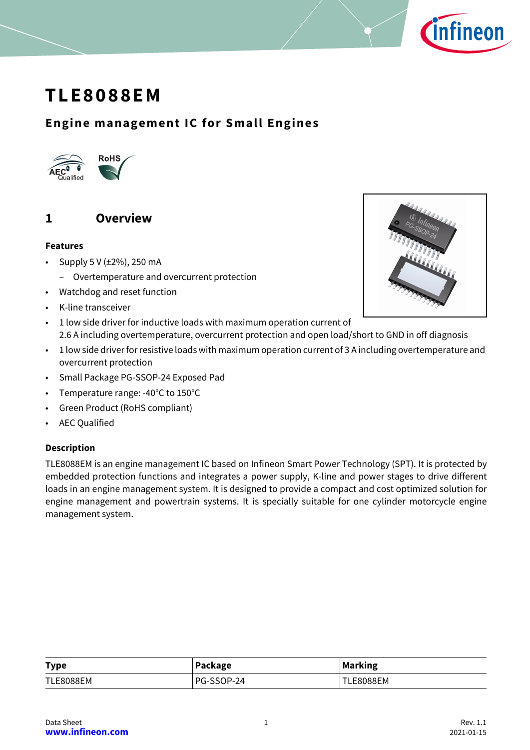# TLE8088EM

## Engine management IC for Small Engines

## 1 Overview

### Features

- Supply 5 V (±2%), 250 mA
  - Overtemperature and overcurrent protection
- Watchdog and reset function
- K-line transceiver
- 1 low side driver for inductive loads with maximum operation current of 2.6 A including overtemperature, overcurrent protection and open load/short to GND in off diagnosis
- 1 low side driver for resistive loads with maximum operation current of 3 A including overtemperature and overcurrent protection
- Small Package PG-SSOP-24 Exposed Pad
- Temperature range: -40°C to 150°C
- Green Product (RoHS compliant)
- AEC Qualified

### Description

TLE8088EM is an engine management IC based on Infineon Smart Power Technology (SPT). It is protected by embedded protection functions and integrates a power supply, K-line and power stages to drive different loads in an engine management system. It is designed to provide a compact and cost optimized solution for engine management and powertrain systems. It is specially suitable for one cylinder motorcycle engine management system.

| Type | Package | Marking |
|---|---|---|
| TLE8088EM | PG-SSOP-24 | TLE8088EM |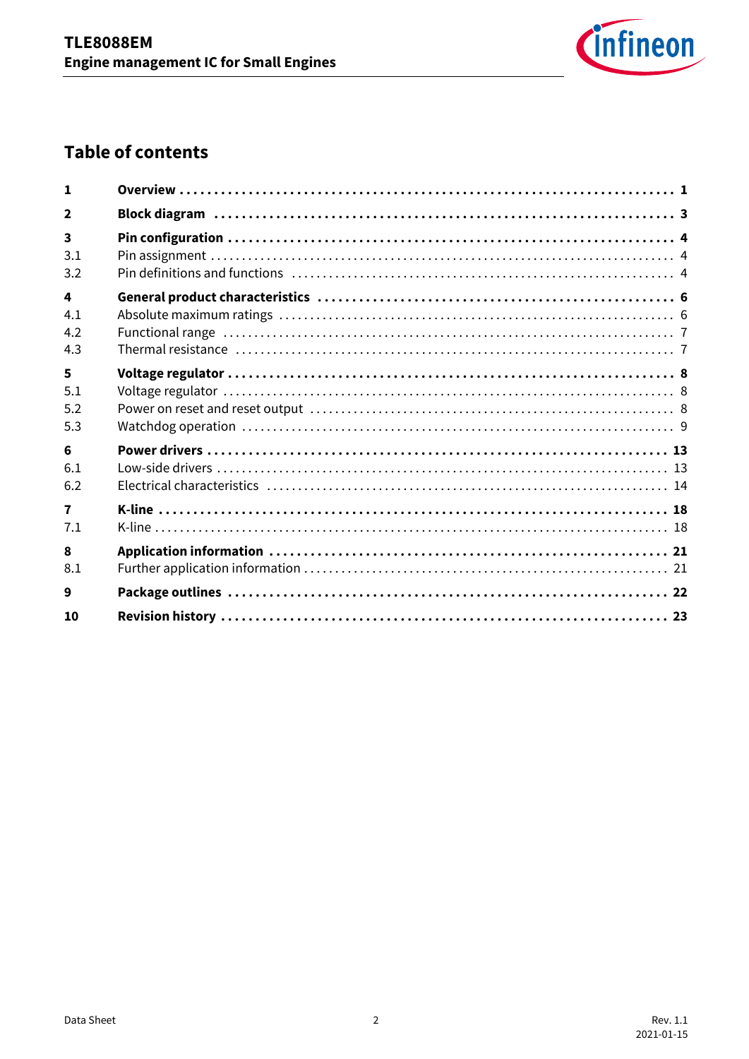## Table of contents

| | | |
|---|---|---|
| **1** | **Overview** | **1** |
| **2** | **Block diagram** | **3** |
| **3** | **Pin configuration** | **4** |
| 3.1 | Pin assignment | 4 |
| 3.2 | Pin definitions and functions | 4 |
| **4** | **General product characteristics** | **6** |
| 4.1 | Absolute maximum ratings | 6 |
| 4.2 | Functional range | 7 |
| 4.3 | Thermal resistance | 7 |
| **5** | **Voltage regulator** | **8** |
| 5.1 | Voltage regulator | 8 |
| 5.2 | Power on reset and reset output | 8 |
| 5.3 | Watchdog operation | 9 |
| **6** | **Power drivers** | **13** |
| 6.1 | Low-side drivers | 13 |
| 6.2 | Electrical characteristics | 14 |
| **7** | **K-line** | **18** |
| 7.1 | K-line | 18 |
| **8** | **Application information** | **21** |
| 8.1 | Further application information | 21 |
| **9** | **Package outlines** | **22** |
| **10** | **Revision history** | **23** |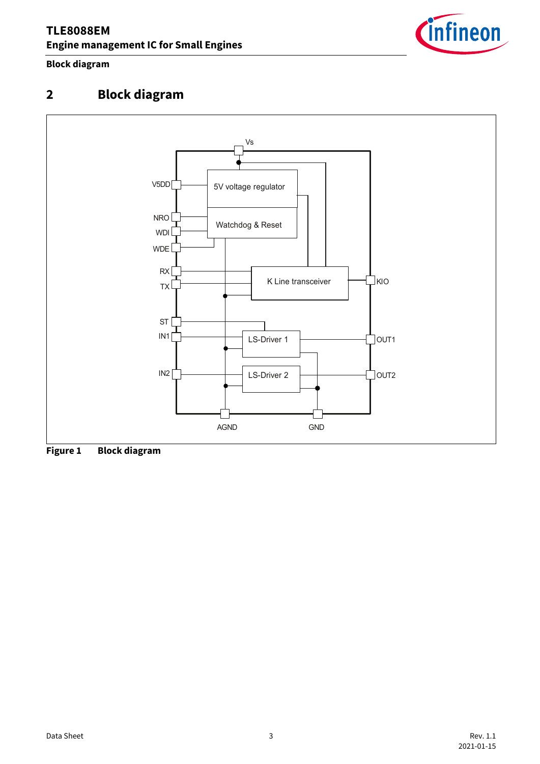# 2 Block diagram

Vs

V5DD

5V voltage regulator

NRO

WDI

Watchdog & Reset

WDE

RX

TX

K Line transceiver

KIO

ST

IN1

LS-Driver 1

OUT1

IN2

LS-Driver 2

OUT2

AGND

GND

**Figure 1 Block diagram**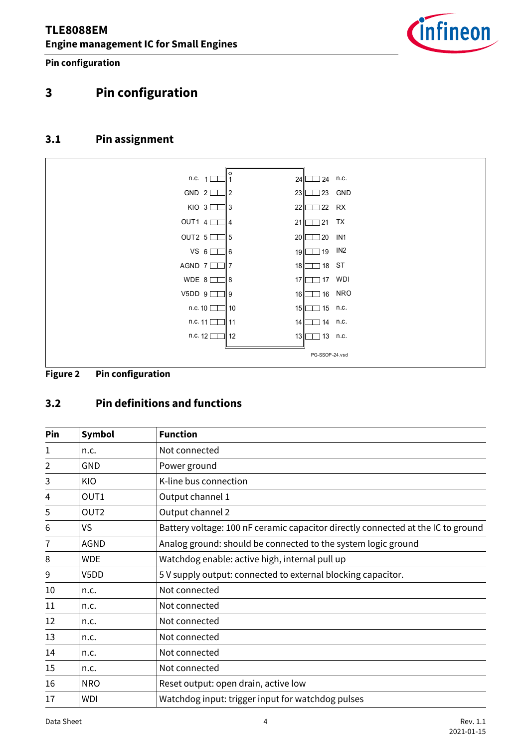# 3 Pin configuration

## 3.1 Pin assignment

| Symbol | Pin | | Pin | Symbol |
|---|---|---|---|---|
| n.c. | 1 | | 24 | n.c. |
| GND | 2 | | 23 | GND |
| KIO | 3 | | 22 | RX |
| OUT1 | 4 | | 21 | TX |
| OUT2 | 5 | | 20 | IN1 |
| VS | 6 | | 19 | IN2 |
| AGND | 7 | | 18 | ST |
| WDE | 8 | | 17 | WDI |
| V5DD | 9 | | 16 | NRO |
| n.c. | 10 | | 15 | n.c. |
| n.c. | 11 | | 14 | n.c. |
| n.c. | 12 | | 13 | n.c. |

PG-SSOP-24.vsd

**Figure 2 Pin configuration**

## 3.2 Pin definitions and functions

| Pin | Symbol | Function |
|---|---|---|
| 1 | n.c. | Not connected |
| 2 | GND | Power ground |
| 3 | KIO | K-line bus connection |
| 4 | OUT1 | Output channel 1 |
| 5 | OUT2 | Output channel 2 |
| 6 | VS | Battery voltage: 100 nF ceramic capacitor directly connected at the IC to ground |
| 7 | AGND | Analog ground: should be connected to the system logic ground |
| 8 | WDE | Watchdog enable: active high, internal pull up |
| 9 | V5DD | 5 V supply output: connected to external blocking capacitor. |
| 10 | n.c. | Not connected |
| 11 | n.c. | Not connected |
| 12 | n.c. | Not connected |
| 13 | n.c. | Not connected |
| 14 | n.c. | Not connected |
| 15 | n.c. | Not connected |
| 16 | NRO | Reset output: open drain, active low |
| 17 | WDI | Watchdog input: trigger input for watchdog pulses |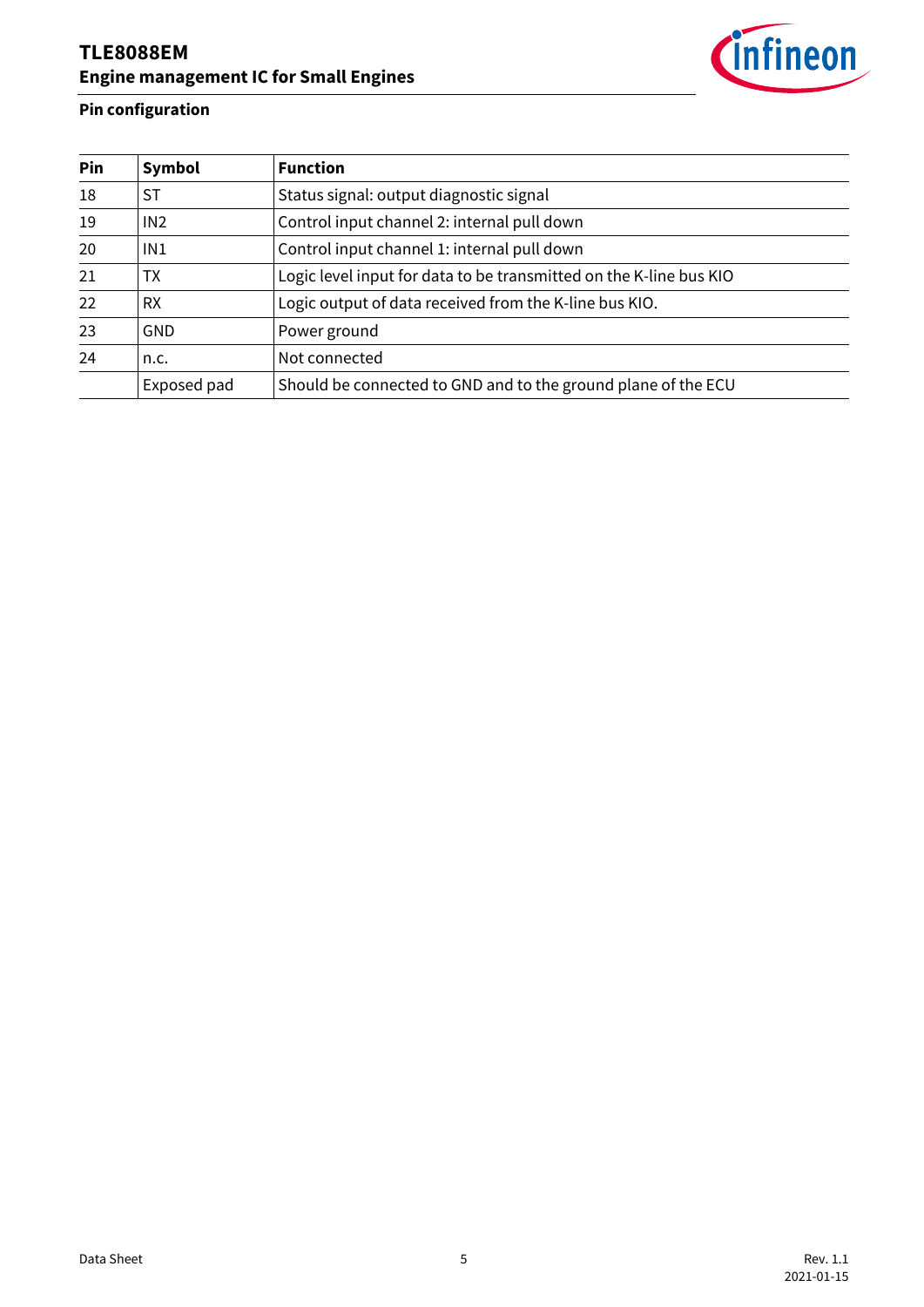## Pin configuration

| Pin | Symbol | Function |
|---|---|---|
| 18 | ST | Status signal: output diagnostic signal |
| 19 | IN2 | Control input channel 2: internal pull down |
| 20 | IN1 | Control input channel 1: internal pull down |
| 21 | TX | Logic level input for data to be transmitted on the K-line bus KIO |
| 22 | RX | Logic output of data received from the K-line bus KIO. |
| 23 | GND | Power ground |
| 24 | n.c. | Not connected |
| | Exposed pad | Should be connected to GND and to the ground plane of the ECU |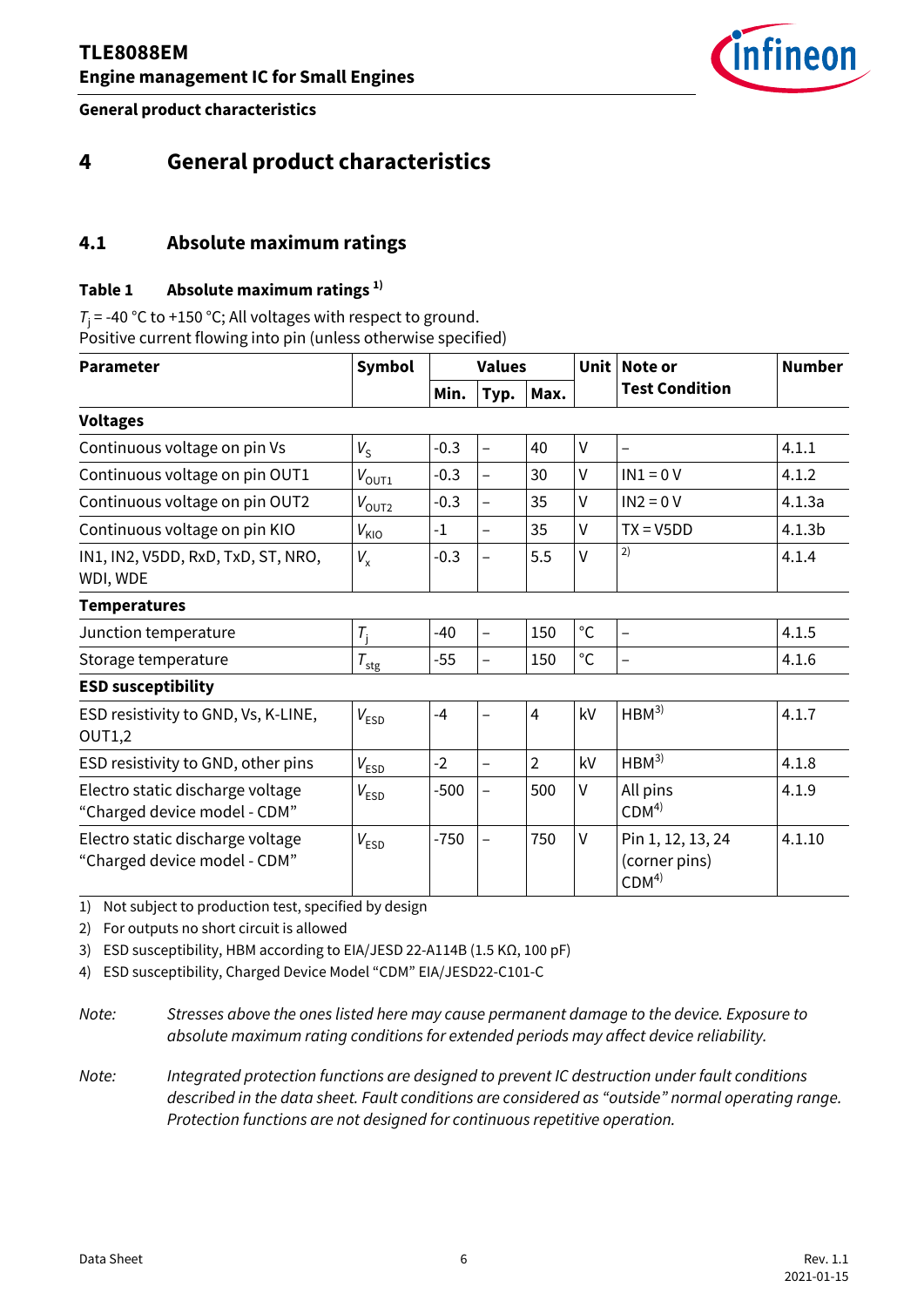# 4 General product characteristics

## 4.1 Absolute maximum ratings

**Table 1 Absolute maximum ratings** [1]

$T_j$ = -40 °C to +150 °C; All voltages with respect to ground.
Positive current flowing into pin (unless otherwise specified)

| Parameter | Symbol | Values | | | Unit | Note or Test Condition | Number |
|---|---|---|---|---|---|---|---|
| | | Min. | Typ. | Max. | | | |
| **Voltages** | | | | | | | |
| Continuous voltage on pin Vs | $V_S$ | -0.3 | – | 40 | V | – | 4.1.1 |
| Continuous voltage on pin OUT1 | $V_{OUT1}$ | -0.3 | – | 30 | V | IN1 = 0 V | 4.1.2 |
| Continuous voltage on pin OUT2 | $V_{OUT2}$ | -0.3 | – | 35 | V | IN2 = 0 V | 4.1.3a |
| Continuous voltage on pin KIO | $V_{KIO}$ | -1 | – | 35 | V | TX = V5DD | 4.1.3b |
| IN1, IN2, V5DD, RxD, TxD, ST, NRO, WDI, WDE | $V_x$ | -0.3 | – | 5.5 | V | [2] | 4.1.4 |
| **Temperatures** | | | | | | | |
| Junction temperature | $T_j$ | -40 | – | 150 | °C | – | 4.1.5 |
| Storage temperature | $T_{stg}$ | -55 | – | 150 | °C | – | 4.1.6 |
| **ESD susceptibility** | | | | | | | |
| ESD resistivity to GND, Vs, K-LINE, OUT1,2 | $V_{ESD}$ | -4 | – | 4 | kV | HBM[3] | 4.1.7 |
| ESD resistivity to GND, other pins | $V_{ESD}$ | -2 | – | 2 | kV | HBM[3] | 4.1.8 |
| Electro static discharge voltage "Charged device model - CDM" | $V_{ESD}$ | -500 | – | 500 | V | All pins CDM[4] | 4.1.9 |
| Electro static discharge voltage "Charged device model - CDM" | $V_{ESD}$ | -750 | – | 750 | V | Pin 1, 12, 13, 24 (corner pins) CDM[4] | 4.1.10 |

1) Not subject to production test, specified by design
2) For outputs no short circuit is allowed
3) ESD susceptibility, HBM according to EIA/JESD 22-A114B (1.5 KΩ, 100 pF)
4) ESD susceptibility, Charged Device Model "CDM" EIA/JESD22-C101-C

*Note: Stresses above the ones listed here may cause permanent damage to the device. Exposure to absolute maximum rating conditions for extended periods may affect device reliability.*

*Note: Integrated protection functions are designed to prevent IC destruction under fault conditions described in the data sheet. Fault conditions are considered as "outside" normal operating range. Protection functions are not designed for continuous repetitive operation.*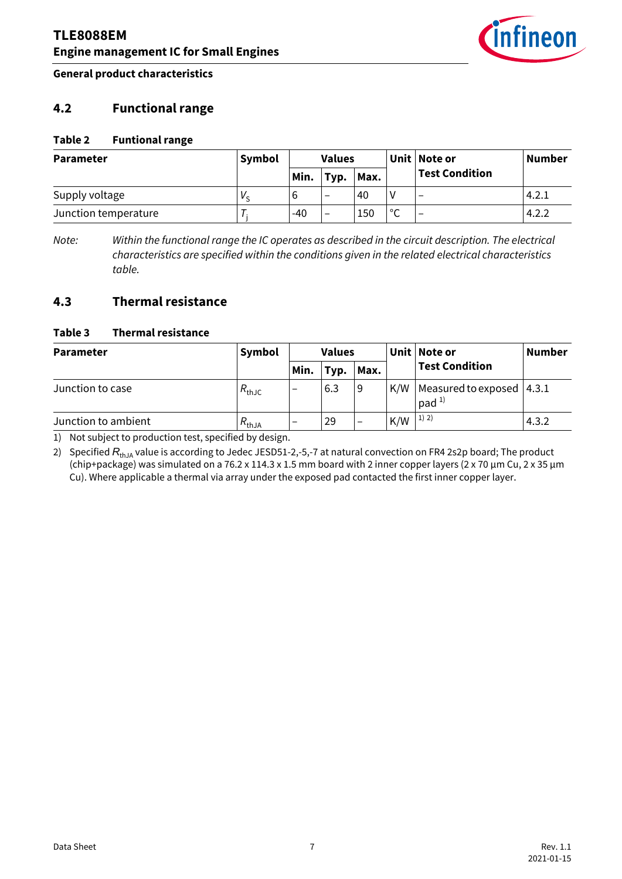## 4.2 Functional range

**Table 2 Funtional range**

| Parameter | Symbol | Values | | | Unit | Note or Test Condition | Number |
|---|---|---|---|---|---|---|---|
| | | Min. | Typ. | Max. | | | |
| Supply voltage | $V_S$ | 6 | – | 40 | V | – | 4.2.1 |
| Junction temperature | $T_j$ | -40 | – | 150 | °C | – | 4.2.2 |

*Note: Within the functional range the IC operates as described in the circuit description. The electrical characteristics are specified within the conditions given in the related electrical characteristics table.*

## 4.3 Thermal resistance

**Table 3 Thermal resistance**

| Parameter | Symbol | Values | | | Unit | Note or Test Condition | Number |
|---|---|---|---|---|---|---|---|
| | | Min. | Typ. | Max. | | | |
| Junction to case | $R_{thJC}$ | – | 6.3 | 9 | K/W | Measured to exposed pad [1] | 4.3.1 |
| Junction to ambient | $R_{thJA}$ | – | 29 | – | K/W | [1] [2] | 4.3.2 |

1) Not subject to production test, specified by design.

2) Specified $R_{thJA}$ value is according to Jedec JESD51-2,-5,-7 at natural convection on FR4 2s2p board; The product (chip+package) was simulated on a 76.2 x 114.3 x 1.5 mm board with 2 inner copper layers (2 x 70 µm Cu, 2 x 35 µm Cu). Where applicable a thermal via array under the exposed pad contacted the first inner copper layer.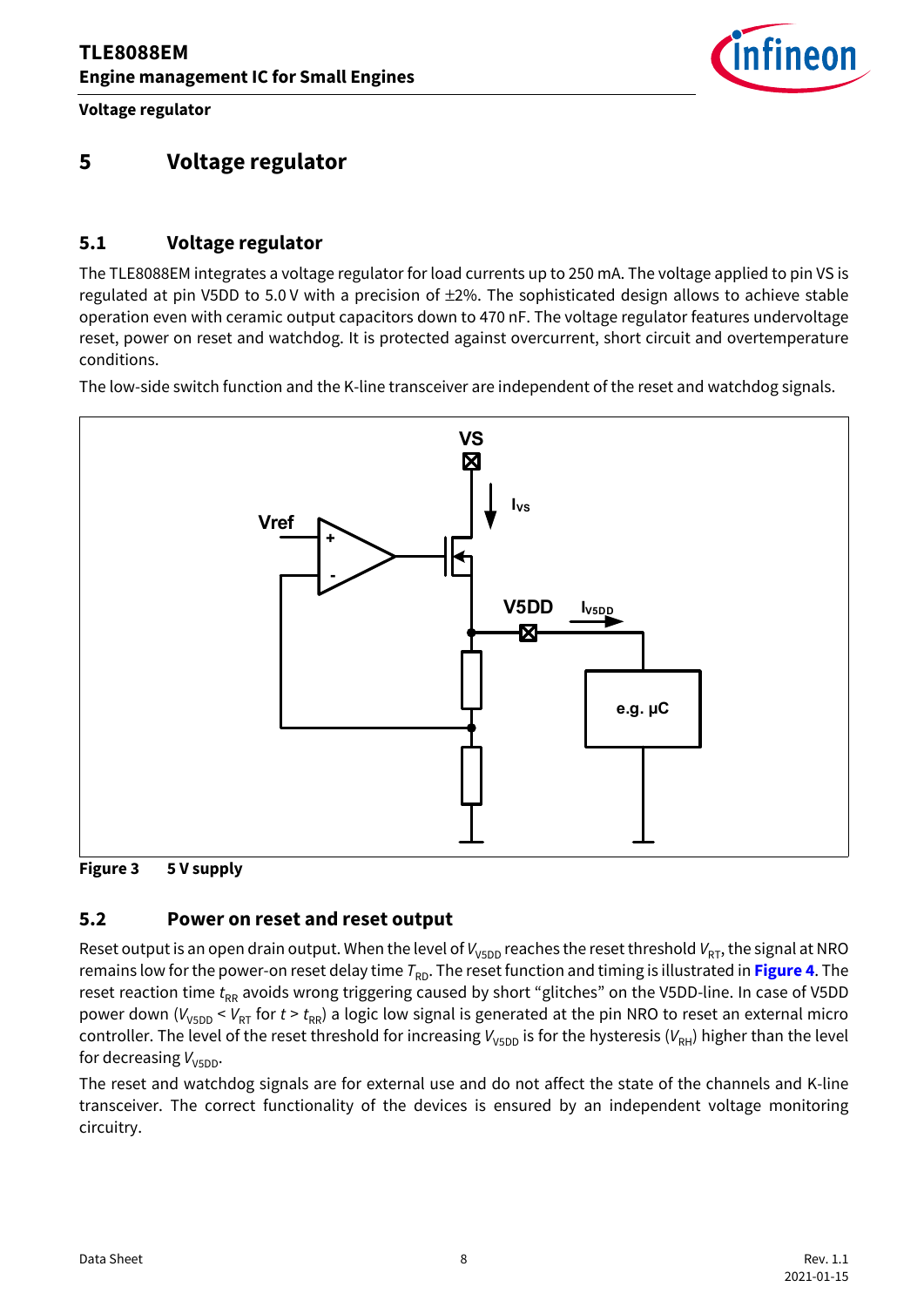# 5 Voltage regulator

## 5.1 Voltage regulator

The TLE8088EM integrates a voltage regulator for load currents up to 250 mA. The voltage applied to pin VS is regulated at pin V5DD to 5.0 V with a precision of ±2%. The sophisticated design allows to achieve stable operation even with ceramic output capacitors down to 470 nF. The voltage regulator features undervoltage reset, power on reset and watchdog. It is protected against overcurrent, short circuit and overtemperature conditions.

The low-side switch function and the K-line transceiver are independent of the reset and watchdog signals.

**Figure 3 5 V supply**

## 5.2 Power on reset and reset output

Reset output is an open drain output. When the level of $V_{V5DD}$ reaches the reset threshold $V_{RT}$, the signal at NRO remains low for the power-on reset delay time $T_{RD}$. The reset function and timing is illustrated in **Figure 4**. The reset reaction time $t_{RR}$ avoids wrong triggering caused by short "glitches" on the V5DD-line. In case of V5DD power down ($V_{V5DD} < V_{RT}$ for $t > t_{RR}$) a logic low signal is generated at the pin NRO to reset an external micro controller. The level of the reset threshold for increasing $V_{V5DD}$ is for the hysteresis ($V_{RH}$) higher than the level for decreasing $V_{V5DD}$.

The reset and watchdog signals are for external use and do not affect the state of the channels and K-line transceiver. The correct functionality of the devices is ensured by an independent voltage monitoring circuitry.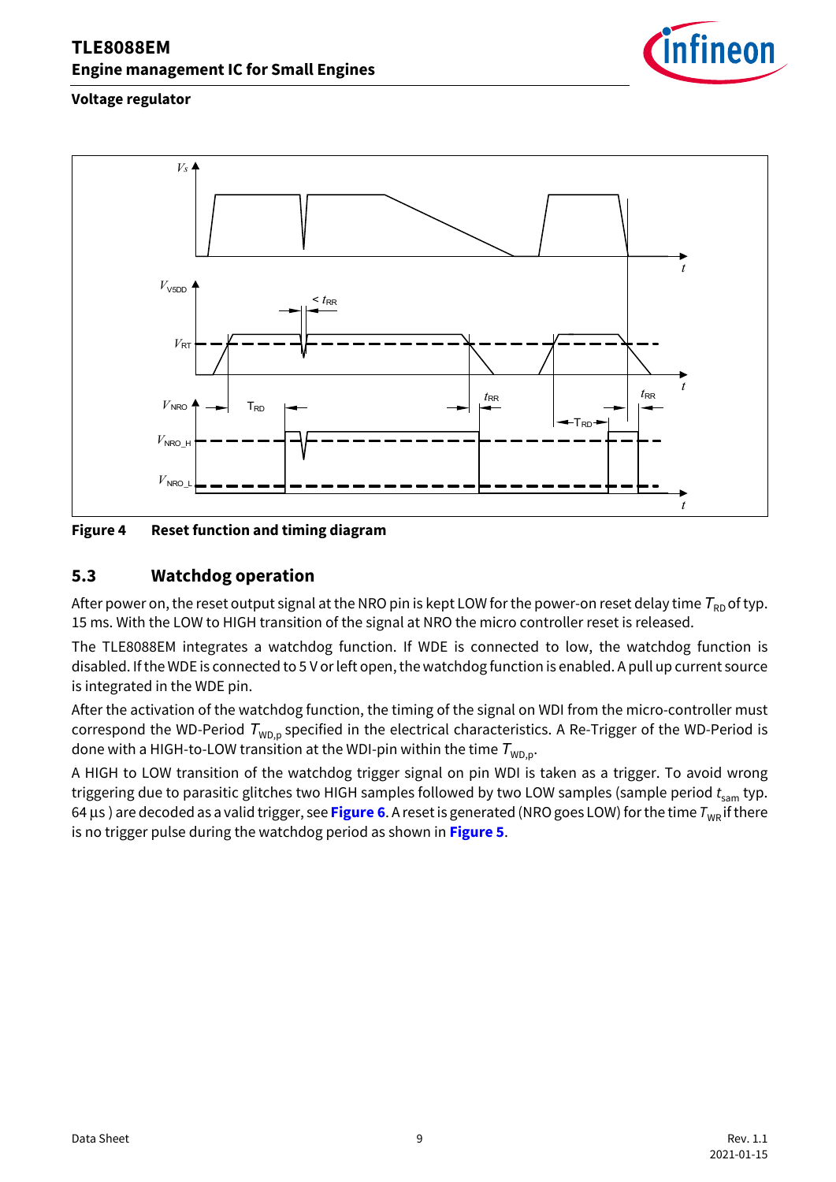**Figure 4 Reset function and timing diagram**

## 5.3 Watchdog operation

After power on, the reset output signal at the NRO pin is kept LOW for the power-on reset delay time $T_{RD}$ of typ. 15 ms. With the LOW to HIGH transition of the signal at NRO the micro controller reset is released.

The TLE8088EM integrates a watchdog function. If WDE is connected to low, the watchdog function is disabled. If the WDE is connected to 5 V or left open, the watchdog function is enabled. A pull up current source is integrated in the WDE pin.

After the activation of the watchdog function, the timing of the signal on WDI from the micro-controller must correspond the WD-Period $T_{WD,p}$ specified in the electrical characteristics. A Re-Trigger of the WD-Period is done with a HIGH-to-LOW transition at the WDI-pin within the time $T_{WD,p}$.

A HIGH to LOW transition of the watchdog trigger signal on pin WDI is taken as a trigger. To avoid wrong triggering due to parasitic glitches two HIGH samples followed by two LOW samples (sample period $t_{sam}$ typ. 64 µs ) are decoded as a valid trigger, see **Figure 6**. A reset is generated (NRO goes LOW) for the time $T_{WR}$ if there is no trigger pulse during the watchdog period as shown in **Figure 5**.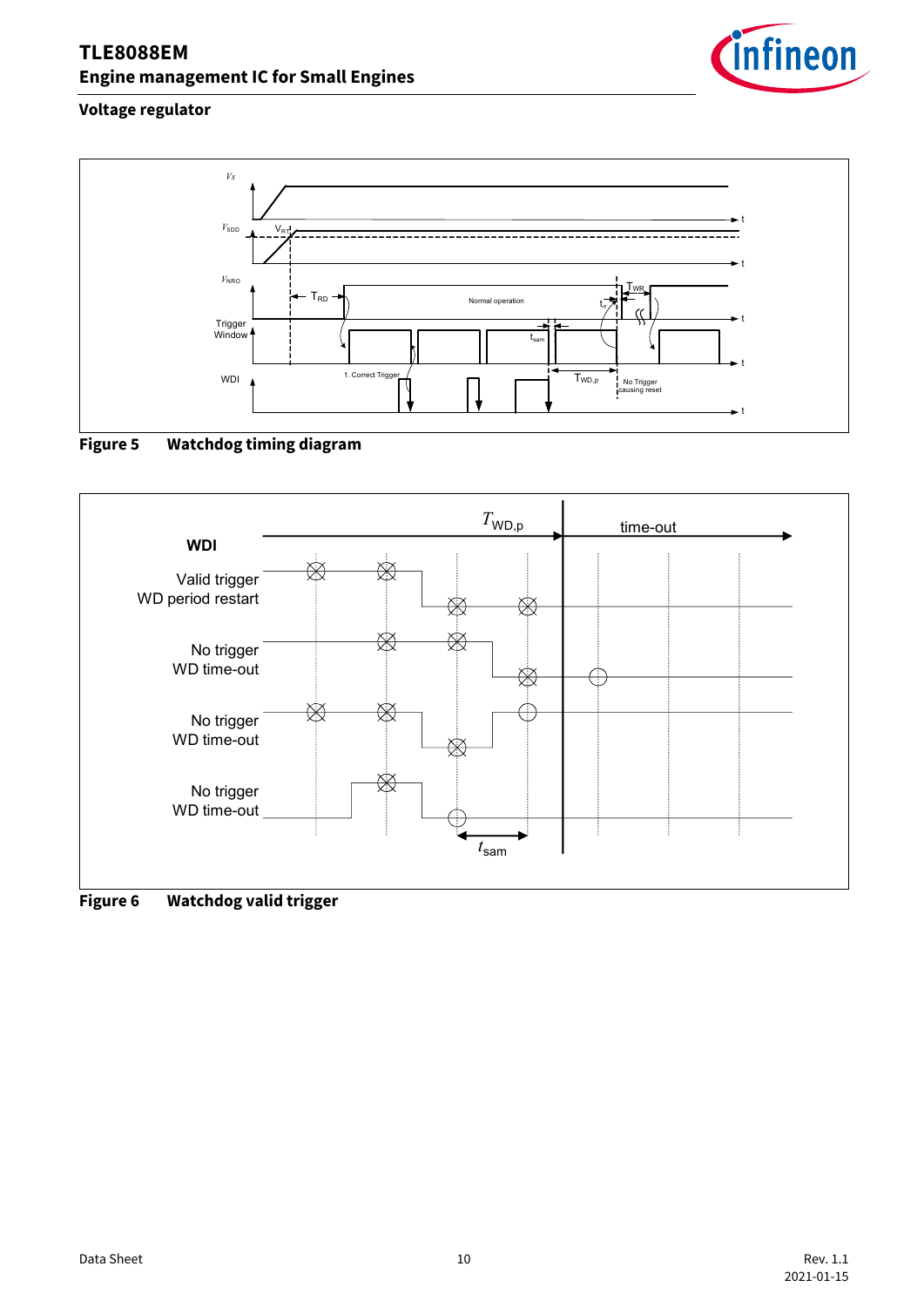## Voltage regulator

Figure 5 Watchdog timing diagram

Figure 6 Watchdog valid trigger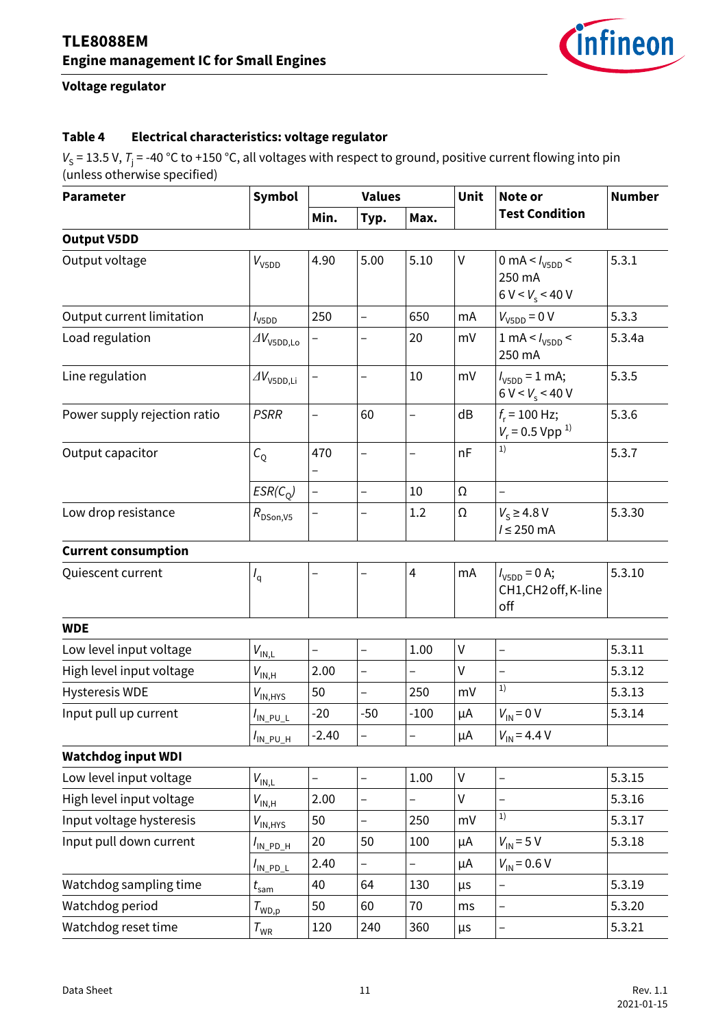## Voltage regulator

**Table 4 Electrical characteristics: voltage regulator**

$V_S$ = 13.5 V, $T_j$ = -40 °C to +150 °C, all voltages with respect to ground, positive current flowing into pin (unless otherwise specified)

| Parameter | Symbol | Values | | | Unit | Note or Test Condition | Number |
|---|---|---|---|---|---|---|---|
| | | Min. | Typ. | Max. | | | |
| **Output V5DD** | | | | | | | |
| Output voltage | $V_{V5DD}$ | 4.90 | 5.00 | 5.10 | V | 0 mA < $I_{V5DD}$ < 250 mA<br>6 V < $V_s$ < 40 V | 5.3.1 |
| Output current limitation | $I_{V5DD}$ | 250 | – | 650 | mA | $V_{V5DD}$ = 0 V | 5.3.3 |
| Load regulation | $\Delta V_{V5DD,Lo}$ | – | – | 20 | mV | 1 mA < $I_{V5DD}$ < 250 mA | 5.3.4a |
| Line regulation | $\Delta V_{V5DD,Li}$ | – | – | 10 | mV | $I_{V5DD}$ = 1 mA;<br>6 V < $V_s$ < 40 V | 5.3.5 |
| Power supply rejection ratio | *PSRR* | – | 60 | – | dB | $f_r$ = 100 Hz;<br>$V_r$ = 0.5 Vpp [1] | 5.3.6 |
| Output capacitor | $C_Q$ | 470 – | – | – | nF | [1] | 5.3.7 |
| | $ESR(C_Q)$ | – | – | 10 | Ω | – | |
| Low drop resistance | $R_{DSon,V5}$ | – | – | 1.2 | Ω | $V_S \geq$ 4.8 V<br>$I \leq$ 250 mA | 5.3.30 |
| **Current consumption** | | | | | | | |
| Quiescent current | $I_q$ | – | – | 4 | mA | $I_{V5DD}$ = 0 A;<br>CH1,CH2 off, K-line off | 5.3.10 |
| **WDE** | | | | | | | |
| Low level input voltage | $V_{IN,L}$ | – | – | 1.00 | V | – | 5.3.11 |
| High level input voltage | $V_{IN,H}$ | 2.00 | – | – | V | – | 5.3.12 |
| Hysteresis WDE | $V_{IN,HYS}$ | 50 | – | 250 | mV | [1] | 5.3.13 |
| Input pull up current | $I_{IN\_PU\_L}$ | -20 | -50 | -100 | µA | $V_{IN}$ = 0 V | 5.3.14 |
| | $I_{IN\_PU\_H}$ | -2.40 | – | – | µA | $V_{IN}$ = 4.4 V | |
| **Watchdog input WDI** | | | | | | | |
| Low level input voltage | $V_{IN,L}$ | – | – | 1.00 | V | – | 5.3.15 |
| High level input voltage | $V_{IN,H}$ | 2.00 | – | – | V | – | 5.3.16 |
| Input voltage hysteresis | $V_{IN,HYS}$ | 50 | – | 250 | mV | [1] | 5.3.17 |
| Input pull down current | $I_{IN\_PD\_H}$ | 20 | 50 | 100 | µA | $V_{IN}$ = 5 V | 5.3.18 |
| | $I_{IN\_PD\_L}$ | 2.40 | – | – | µA | $V_{IN}$ = 0.6 V | |
| Watchdog sampling time | $t_{sam}$ | 40 | 64 | 130 | µs | – | 5.3.19 |
| Watchdog period | $T_{WD,p}$ | 50 | 60 | 70 | ms | – | 5.3.20 |
| Watchdog reset time | $T_{WR}$ | 120 | 240 | 360 | µs | – | 5.3.21 |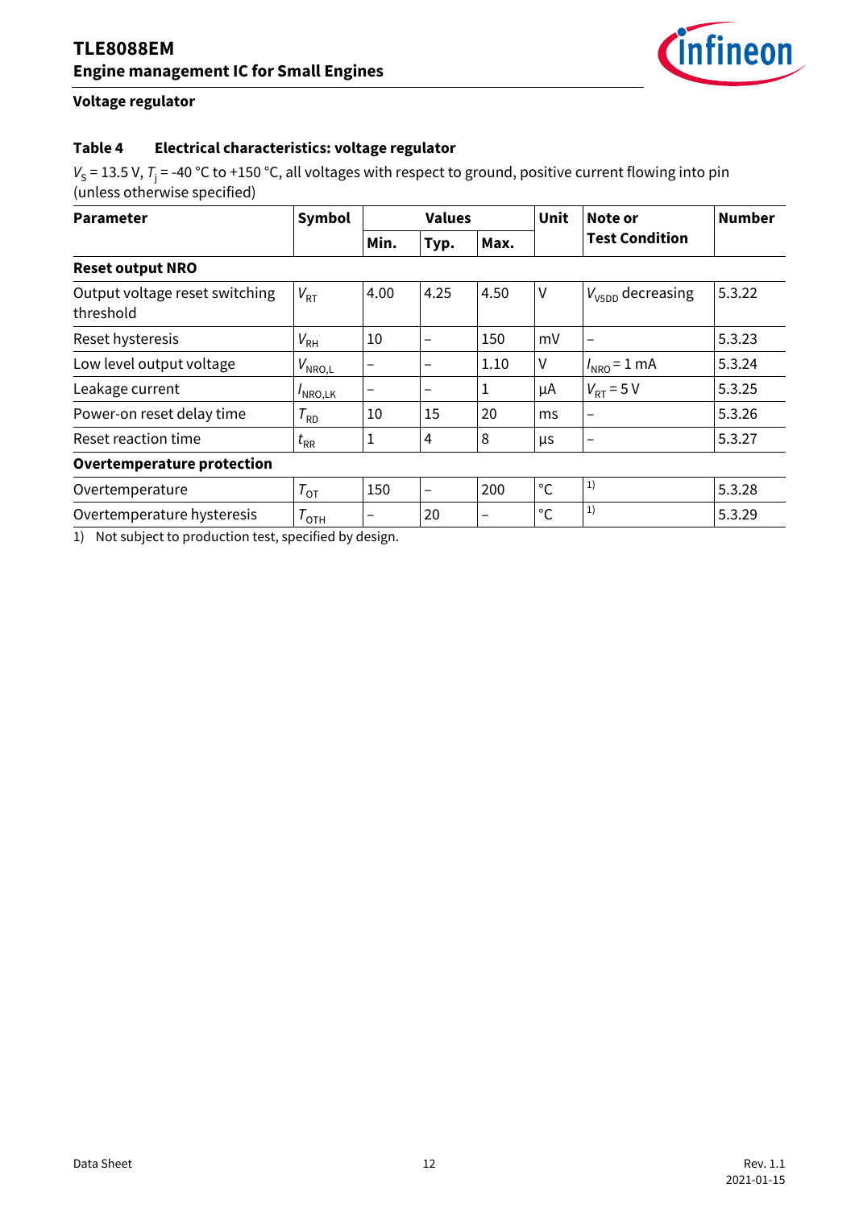## Voltage regulator

**Table 4 Electrical characteristics: voltage regulator**

$V_S$ = 13.5 V, $T_j$ = -40 °C to +150 °C, all voltages with respect to ground, positive current flowing into pin (unless otherwise specified)

| Parameter | Symbol | Values | | | Unit | Note or Test Condition | Number |
|---|---|---|---|---|---|---|---|
| | | Min. | Typ. | Max. | | | |
| **Reset output NRO** | | | | | | | |
| Output voltage reset switching threshold | $V_{RT}$ | 4.00 | 4.25 | 4.50 | V | $V_{V5DD}$ decreasing | 5.3.22 |
| Reset hysteresis | $V_{RH}$ | 10 | – | 150 | mV | – | 5.3.23 |
| Low level output voltage | $V_{NRO,L}$ | – | – | 1.10 | V | $I_{NRO}$ = 1 mA | 5.3.24 |
| Leakage current | $I_{NRO,LK}$ | – | – | 1 | µA | $V_{RT}$ = 5 V | 5.3.25 |
| Power-on reset delay time | $T_{RD}$ | 10 | 15 | 20 | ms | – | 5.3.26 |
| Reset reaction time | $t_{RR}$ | 1 | 4 | 8 | µs | – | 5.3.27 |
| **Overtemperature protection** | | | | | | | |
| Overtemperature | $T_{OT}$ | 150 | – | 200 | °C | [1] | 5.3.28 |
| Overtemperature hysteresis | $T_{OTH}$ | – | 20 | – | °C | [1] | 5.3.29 |

1) Not subject to production test, specified by design.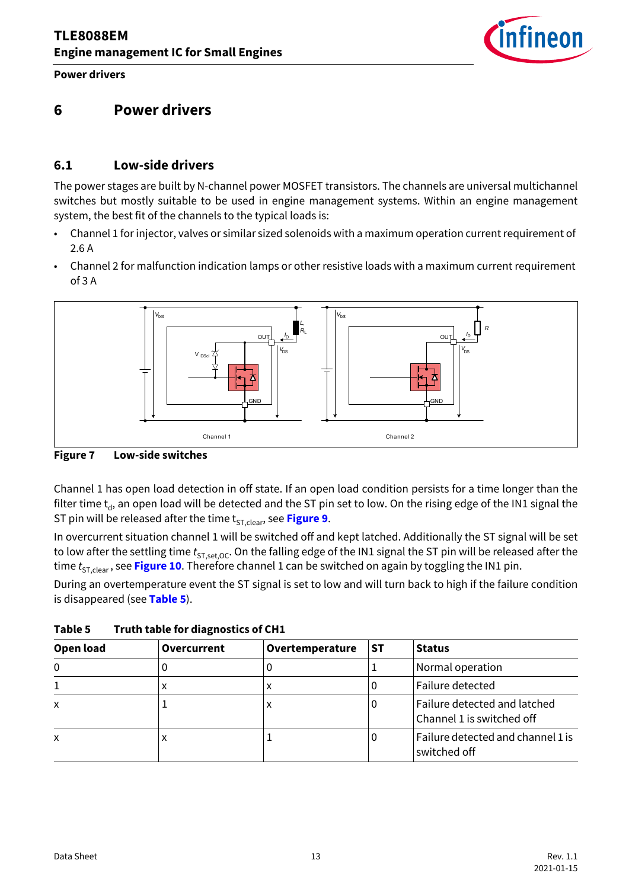# 6 Power drivers

## 6.1 Low-side drivers

The power stages are built by N-channel power MOSFET transistors. The channels are universal multichannel switches but mostly suitable to be used in engine management systems. Within an engine management system, the best fit of the channels to the typical loads is:

- Channel 1 for injector, valves or similar sized solenoids with a maximum operation current requirement of 2.6 A
- Channel 2 for malfunction indication lamps or other resistive loads with a maximum current requirement of 3 A

**Figure 7 Low-side switches**

Channel 1 has open load detection in off state. If an open load condition persists for a time longer than the filter time $t_d$, an open load will be detected and the ST pin set to low. On the rising edge of the IN1 signal the ST pin will be released after the time $t_{ST,clear}$, see **Figure 9**.

In overcurrent situation channel 1 will be switched off and kept latched. Additionally the ST signal will be set to low after the settling time $t_{ST,set,OC}$. On the falling edge of the IN1 signal the ST pin will be released after the time $t_{ST,clear}$, see **Figure 10**. Therefore channel 1 can be switched on again by toggling the IN1 pin.

During an overtemperature event the ST signal is set to low and will turn back to high if the failure condition is disappeared (see **Table 5**).

**Table 5 Truth table for diagnostics of CH1**

| Open load | Overcurrent | Overtemperature | ST | Status |
|---|---|---|---|---|
| 0 | 0 | 0 | 1 | Normal operation |
| 1 | x | x | 0 | Failure detected |
| x | 1 | x | 0 | Failure detected and latched Channel 1 is switched off |
| x | x | 1 | 0 | Failure detected and channel 1 is switched off |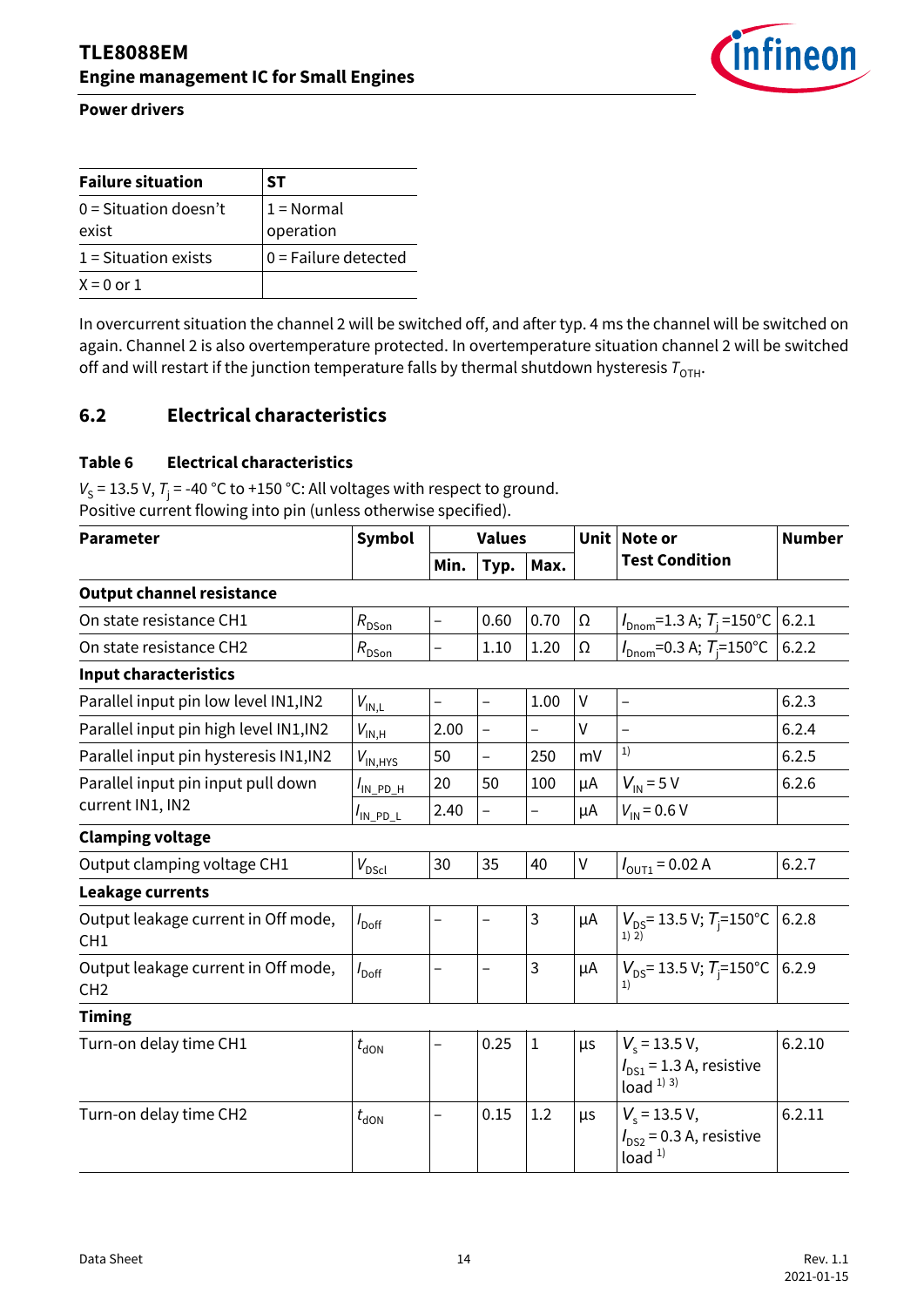**Power drivers**

| Failure situation | ST |
|---|---|
| 0 = Situation doesn't exist | 1 = Normal operation |
| 1 = Situation exists | 0 = Failure detected |
| X = 0 or 1 | |

In overcurrent situation the channel 2 will be switched off, and after typ. 4 ms the channel will be switched on again. Channel 2 is also overtemperature protected. In overtemperature situation channel 2 will be switched off and will restart if the junction temperature falls by thermal shutdown hysteresis $T_{OTH}$.

## 6.2 Electrical characteristics

**Table 6 Electrical characteristics**

$V_S$ = 13.5 V, $T_j$ = -40 °C to +150 °C: All voltages with respect to ground.
Positive current flowing into pin (unless otherwise specified).

| Parameter | Symbol | Values | | | Unit | Note or Test Condition | Number |
|---|---|---|---|---|---|---|---|
| | | Min. | Typ. | Max. | | | |
| **Output channel resistance** | | | | | | | |
| On state resistance CH1 | $R_{DSon}$ | – | 0.60 | 0.70 | Ω | $I_{Dnom}$=1.3 A; $T_j$ =150°C | 6.2.1 |
| On state resistance CH2 | $R_{DSon}$ | – | 1.10 | 1.20 | Ω | $I_{Dnom}$=0.3 A; $T_j$=150°C | 6.2.2 |
| **Input characteristics** | | | | | | | |
| Parallel input pin low level IN1,IN2 | $V_{IN,L}$ | – | – | 1.00 | V | – | 6.2.3 |
| Parallel input pin high level IN1,IN2 | $V_{IN,H}$ | 2.00 | – | – | V | – | 6.2.4 |
| Parallel input pin hysteresis IN1,IN2 | $V_{IN,HYS}$ | 50 | – | 250 | mV | [1] | 6.2.5 |
| Parallel input pin input pull down current IN1, IN2 | $I_{IN\_PD\_H}$ | 20 | 50 | 100 | µA | $V_{IN}$ = 5 V | 6.2.6 |
| | $I_{IN\_PD\_L}$ | 2.40 | – | – | µA | $V_{IN}$ = 0.6 V | |
| **Clamping voltage** | | | | | | | |
| Output clamping voltage CH1 | $V_{DScl}$ | 30 | 35 | 40 | V | $I_{OUT1}$ = 0.02 A | 6.2.7 |
| **Leakage currents** | | | | | | | |
| Output leakage current in Off mode, CH1 | $I_{Doff}$ | – | – | 3 | µA | $V_{DS}$= 13.5 V; $T_j$=150°C [1) 2)] | 6.2.8 |
| Output leakage current in Off mode, CH2 | $I_{Doff}$ | – | – | 3 | µA | $V_{DS}$= 13.5 V; $T_j$=150°C [1] | 6.2.9 |
| **Timing** | | | | | | | |
| Turn-on delay time CH1 | $t_{dON}$ | – | 0.25 | 1 | µs | $V_s$ = 13.5 V, $I_{DS1}$ = 1.3 A, resistive load [1) 3)] | 6.2.10 |
| Turn-on delay time CH2 | $t_{dON}$ | – | 0.15 | 1.2 | µs | $V_s$ = 13.5 V, $I_{DS2}$ = 0.3 A, resistive load [1] | 6.2.11 |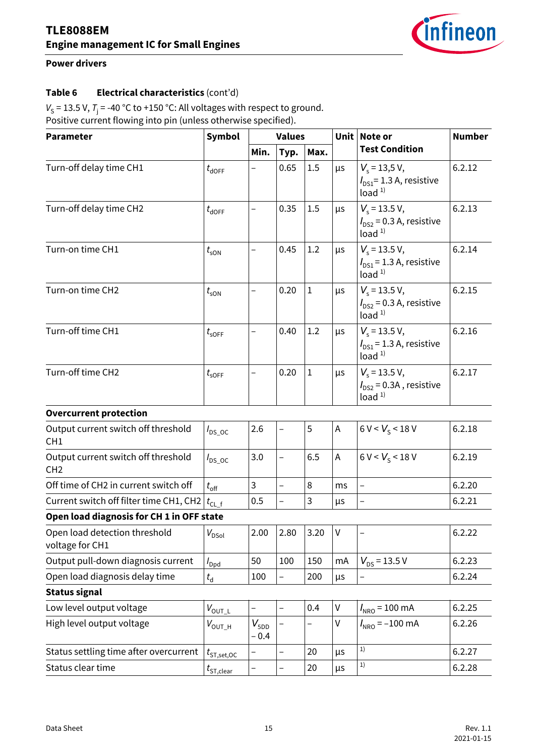**Power drivers**

**Table 6 Electrical characteristics** (cont'd)

$V_S$ = 13.5 V, $T_j$ = -40 °C to +150 °C: All voltages with respect to ground.
Positive current flowing into pin (unless otherwise specified).

| Parameter | Symbol | Values | | | Unit | Note or Test Condition | Number |
|---|---|---|---|---|---|---|---|
| | | Min. | Typ. | Max. | | | |
| Turn-off delay time CH1 | $t_{dOFF}$ | – | 0.65 | 1.5 | µs | $V_s$ = 13,5 V, $I_{DS1}$= 1.3 A, resistive load [1)] | 6.2.12 |
| Turn-off delay time CH2 | $t_{dOFF}$ | – | 0.35 | 1.5 | µs | $V_s$ = 13.5 V, $I_{DS2}$ = 0.3 A, resistive load [1)] | 6.2.13 |
| Turn-on time CH1 | $t_{sON}$ | – | 0.45 | 1.2 | µs | $V_s$ = 13.5 V, $I_{DS1}$ = 1.3 A, resistive load [1)] | 6.2.14 |
| Turn-on time CH2 | $t_{sON}$ | – | 0.20 | 1 | µs | $V_s$ = 13.5 V, $I_{DS2}$ = 0.3 A, resistive load [1)] | 6.2.15 |
| Turn-off time CH1 | $t_{sOFF}$ | – | 0.40 | 1.2 | µs | $V_s$ = 13.5 V, $I_{DS1}$ = 1.3 A, resistive load [1)] | 6.2.16 |
| Turn-off time CH2 | $t_{sOFF}$ | – | 0.20 | 1 | µs | $V_s$ = 13.5 V, $I_{DS2}$ = 0.3A , resistive load [1)] | 6.2.17 |
| **Overcurrent protection** | | | | | | | |
| Output current switch off threshold CH1 | $I_{DS\_OC}$ | 2.6 | – | 5 | A | 6 V < $V_S$ < 18 V | 6.2.18 |
| Output current switch off threshold CH2 | $I_{DS\_OC}$ | 3.0 | – | 6.5 | A | 6 V < $V_S$ < 18 V | 6.2.19 |
| Off time of CH2 in current switch off | $t_{off}$ | 3 | – | 8 | ms | – | 6.2.20 |
| Current switch off filter time CH1, CH2 | $t_{CL\_f}$ | 0.5 | – | 3 | µs | – | 6.2.21 |
| **Open load diagnosis for CH 1 in OFF state** | | | | | | | |
| Open load detection threshold voltage for CH1 | $V_{DSol}$ | 2.00 | 2.80 | 3.20 | V | – | 6.2.22 |
| Output pull-down diagnosis current | $I_{Dpd}$ | 50 | 100 | 150 | mA | $V_{DS}$ = 13.5 V | 6.2.23 |
| Open load diagnosis delay time | $t_d$ | 100 | – | 200 | µs | – | 6.2.24 |
| **Status signal** | | | | | | | |
| Low level output voltage | $V_{OUT\_L}$ | – | – | 0.4 | V | $I_{NRO}$ = 100 mA | 6.2.25 |
| High level output voltage | $V_{OUT\_H}$ | $V_{5DD}$ – 0.4 | – | – | V | $I_{NRO}$ = –100 mA | 6.2.26 |
| Status settling time after overcurrent | $t_{ST,set,OC}$ | – | – | 20 | µs | [1)] | 6.2.27 |
| Status clear time | $t_{ST,clear}$ | – | – | 20 | µs | [1)] | 6.2.28 |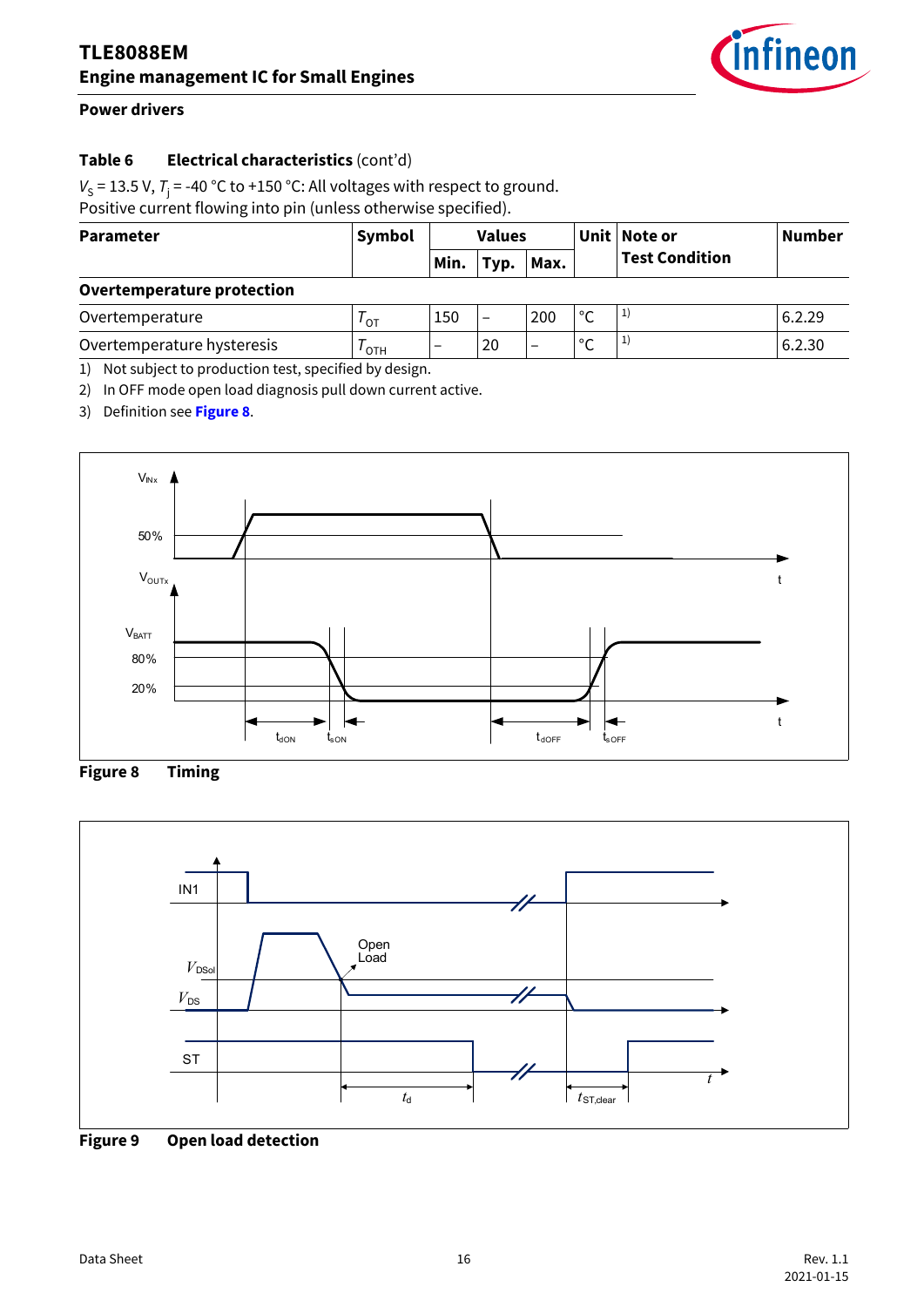**Power drivers**

**Table 6 Electrical characteristics** (cont'd)

$V_S$ = 13.5 V, $T_j$ = -40 °C to +150 °C: All voltages with respect to ground.
Positive current flowing into pin (unless otherwise specified).

| Parameter | Symbol | Values | | | Unit | Note or Test Condition | Number |
|---|---|---|---|---|---|---|---|
| | | Min. | Typ. | Max. | | | |
| **Overtemperature protection** | | | | | | | |
| Overtemperature | $T_{OT}$ | 150 | – | 200 | °C | [1] | 6.2.29 |
| Overtemperature hysteresis | $T_{OTH}$ | – | 20 | – | °C | [1] | 6.2.30 |

1) Not subject to production test, specified by design.
2) In OFF mode open load diagnosis pull down current active.
3) Definition see **Figure 8**.

**Figure 8 Timing**

**Figure 9 Open load detection**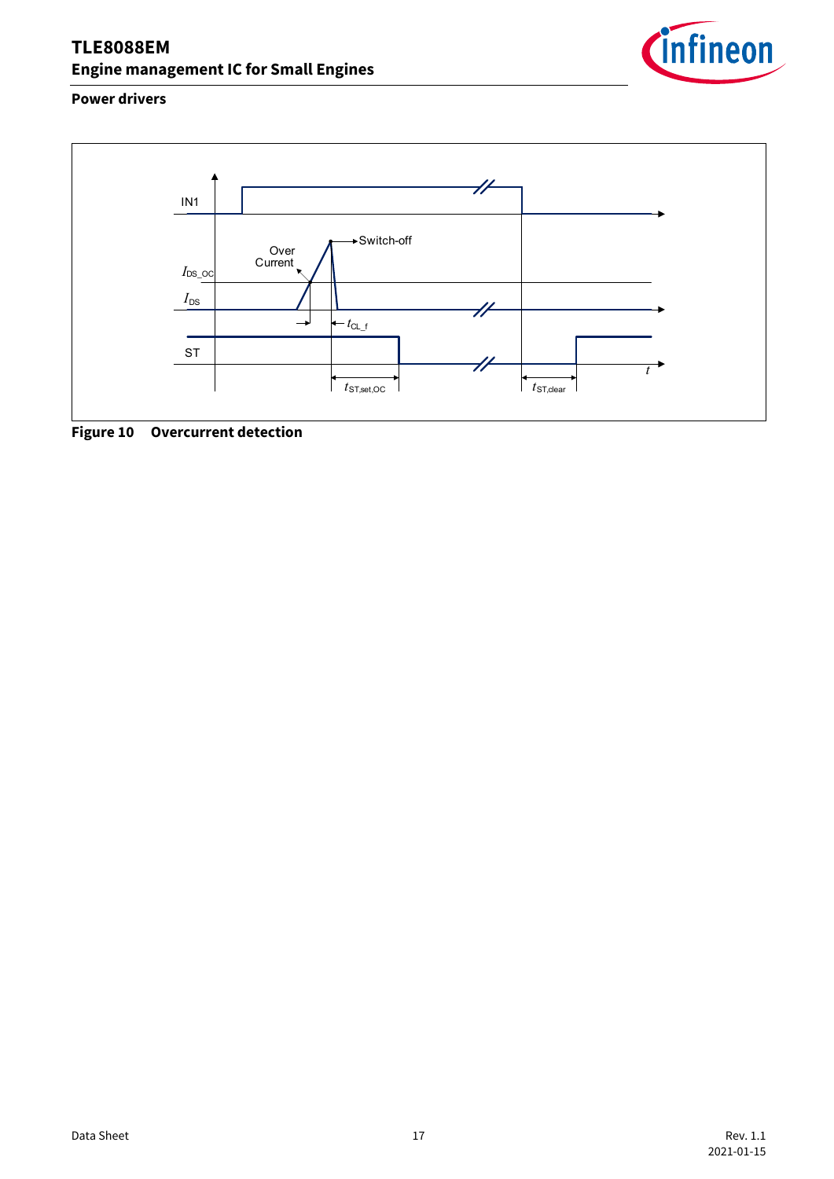## Power drivers

Figure 10 Overcurrent detection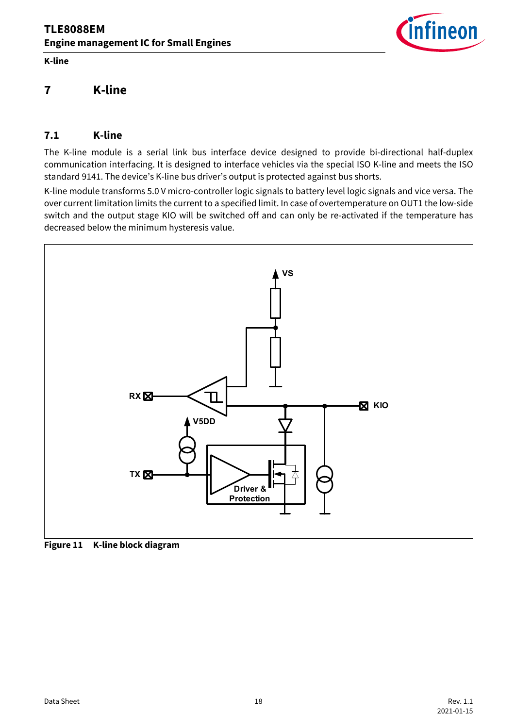# 7 K-line

## 7.1 K-line

The K-line module is a serial link bus interface device designed to provide bi-directional half-duplex communication interfacing. It is designed to interface vehicles via the special ISO K-line and meets the ISO standard 9141. The device's K-line bus driver's output is protected against bus shorts.

K-line module transforms 5.0 V micro-controller logic signals to battery level logic signals and vice versa. The over current limitation limits the current to a specified limit. In case of overtemperature on OUT1 the low-side switch and the output stage KIO will be switched off and can only be re-activated if the temperature has decreased below the minimum hysteresis value.

**Figure 11 K-line block diagram**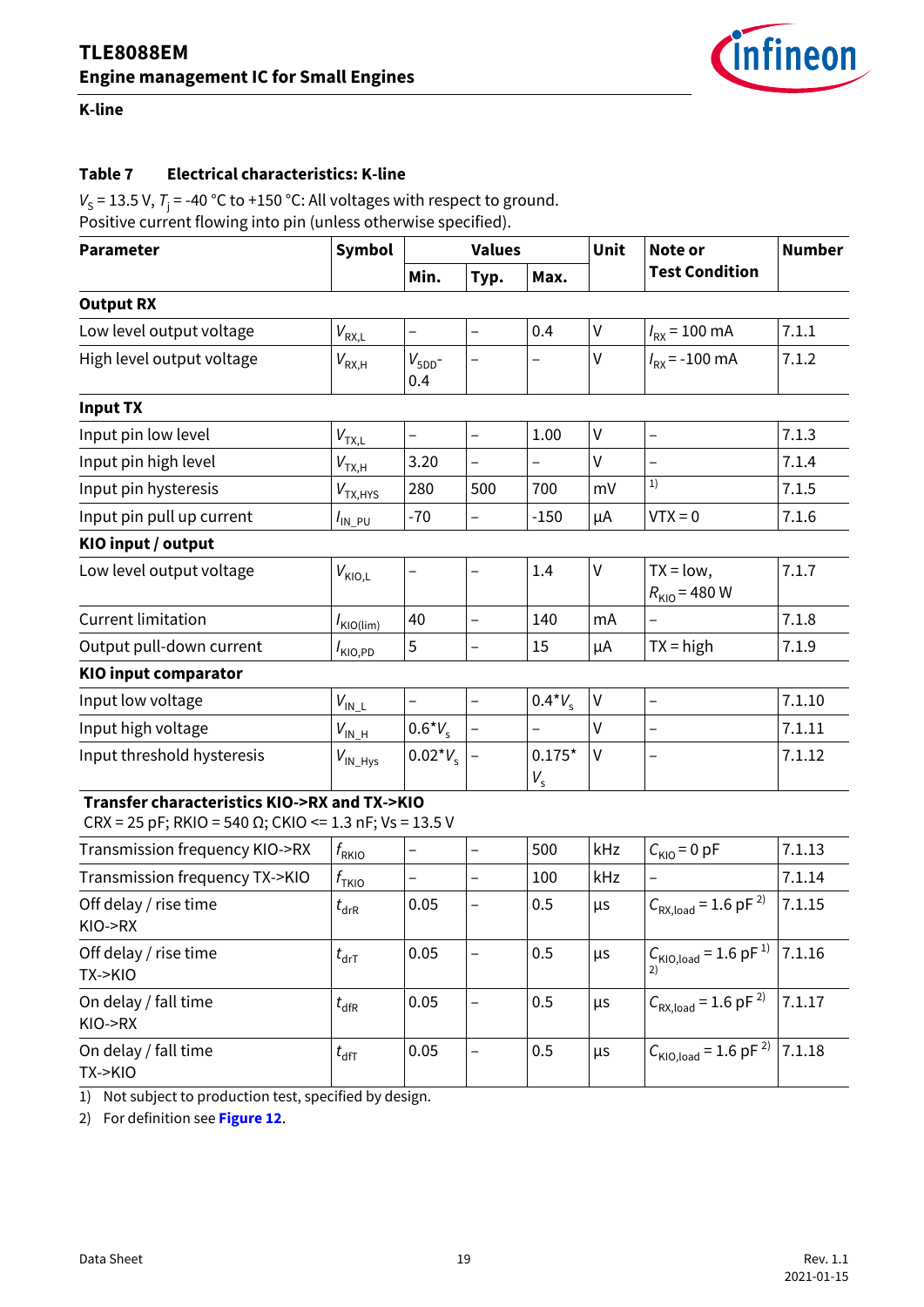## K-line

**Table 7 Electrical characteristics: K-line**

$V_S$ = 13.5 V, $T_j$ = -40 °C to +150 °C: All voltages with respect to ground.
Positive current flowing into pin (unless otherwise specified).

| Parameter | Symbol | Values | | | Unit | Note or Test Condition | Number |
|---|---|---|---|---|---|---|---|
| | | Min. | Typ. | Max. | | | |
| **Output RX** | | | | | | | |
| Low level output voltage | $V_{RX,L}$ | – | – | 0.4 | V | $I_{RX}$ = 100 mA | 7.1.1 |
| High level output voltage | $V_{RX,H}$ | $V_{5DD}$-0.4 | – | – | V | $I_{RX}$ = -100 mA | 7.1.2 |
| **Input TX** | | | | | | | |
| Input pin low level | $V_{TX,L}$ | – | – | 1.00 | V | – | 7.1.3 |
| Input pin high level | $V_{TX,H}$ | 3.20 | – | – | V | – | 7.1.4 |
| Input pin hysteresis | $V_{TX,HYS}$ | 280 | 500 | 700 | mV | [1] | 7.1.5 |
| Input pin pull up current | $I_{IN\_PU}$ | -70 | – | -150 | µA | VTX = 0 | 7.1.6 |
| **KIO input / output** | | | | | | | |
| Low level output voltage | $V_{KIO,L}$ | – | – | 1.4 | V | TX = low, $R_{KIO}$ = 480 W | 7.1.7 |
| Current limitation | $I_{KIO(lim)}$ | 40 | – | 140 | mA | – | 7.1.8 |
| Output pull-down current | $I_{KIO,PD}$ | 5 | – | 15 | µA | TX = high | 7.1.9 |
| **KIO input comparator** | | | | | | | |
| Input low voltage | $V_{IN\_L}$ | – | – | $0.4{*}V_s$ | V | – | 7.1.10 |
| Input high voltage | $V_{IN\_H}$ | $0.6{*}V_s$ | – | – | V | – | 7.1.11 |
| Input threshold hysteresis | $V_{IN\_Hys}$ | $0.02{*}V_s$ | – | $0.175{*}V_s$ | V | – | 7.1.12 |
| **Transfer characteristics KIO->RX and TX->KIO** CRX = 25 pF; RKIO = 540 Ω; CKIO <= 1.3 nF; Vs = 13.5 V | | | | | | | |
| Transmission frequency KIO->RX | $f_{RKIO}$ | – | – | 500 | kHz | $C_{KIO}$ = 0 pF | 7.1.13 |
| Transmission frequency TX->KIO | $f_{TKIO}$ | – | – | 100 | kHz | – | 7.1.14 |
| Off delay / rise time KIO->RX | $t_{drR}$ | 0.05 | – | 0.5 | µs | $C_{RX,load}$ = 1.6 pF [2] | 7.1.15 |
| Off delay / rise time TX->KIO | $t_{drT}$ | 0.05 | – | 0.5 | µs | $C_{KIO,load}$ = 1.6 pF [1] [2] | 7.1.16 |
| On delay / fall time KIO->RX | $t_{dfR}$ | 0.05 | – | 0.5 | µs | $C_{RX,load}$ = 1.6 pF [2] | 7.1.17 |
| On delay / fall time TX->KIO | $t_{dfT}$ | 0.05 | – | 0.5 | µs | $C_{KIO,load}$ = 1.6 pF [2] | 7.1.18 |

1) Not subject to production test, specified by design.
2) For definition see **Figure 12**.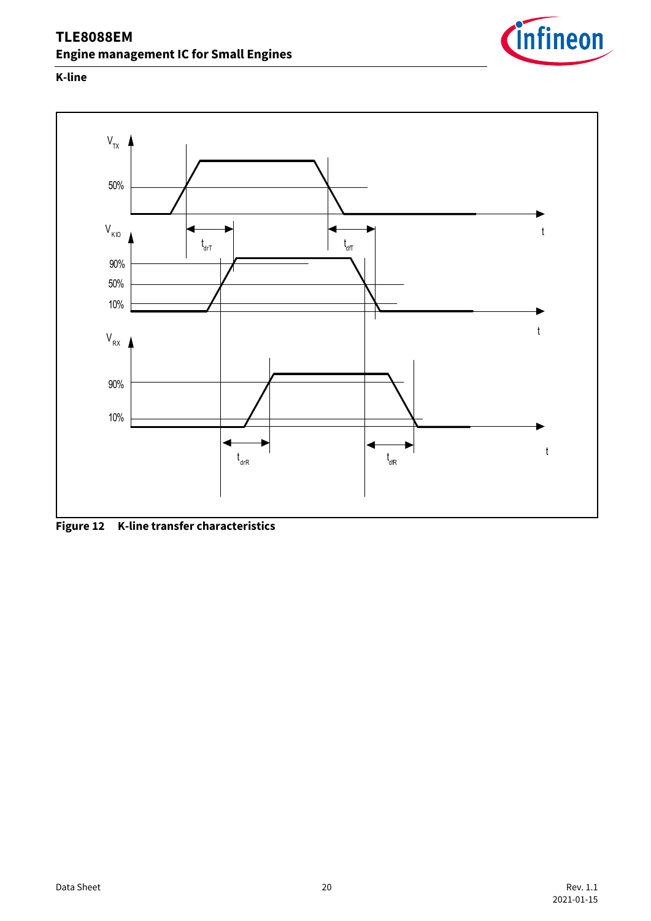## K-line

Figure 12 K-line transfer characteristics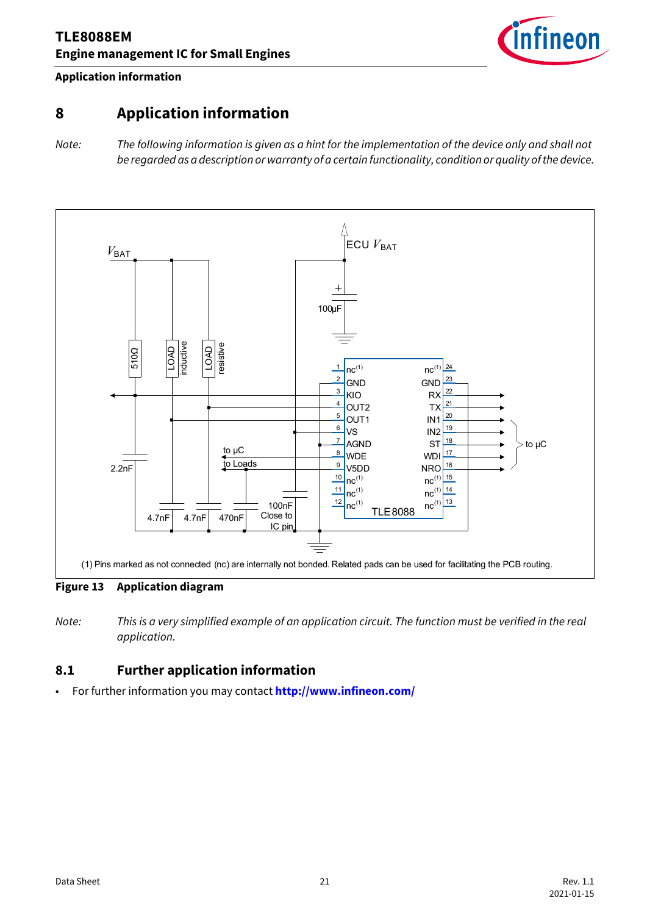## 8 Application information

*Note: The following information is given as a hint for the implementation of the device only and shall not be regarded as a description or warranty of a certain functionality, condition or quality of the device.*

(1) Pins marked as not connected (nc) are internally not bonded. Related pads can be used for facilitating the PCB routing.

**Figure 13 Application diagram**

*Note: This is a very simplified example of an application circuit. The function must be verified in the real application.*

### 8.1 Further application information

- For further information you may contact **http://www.infineon.com/**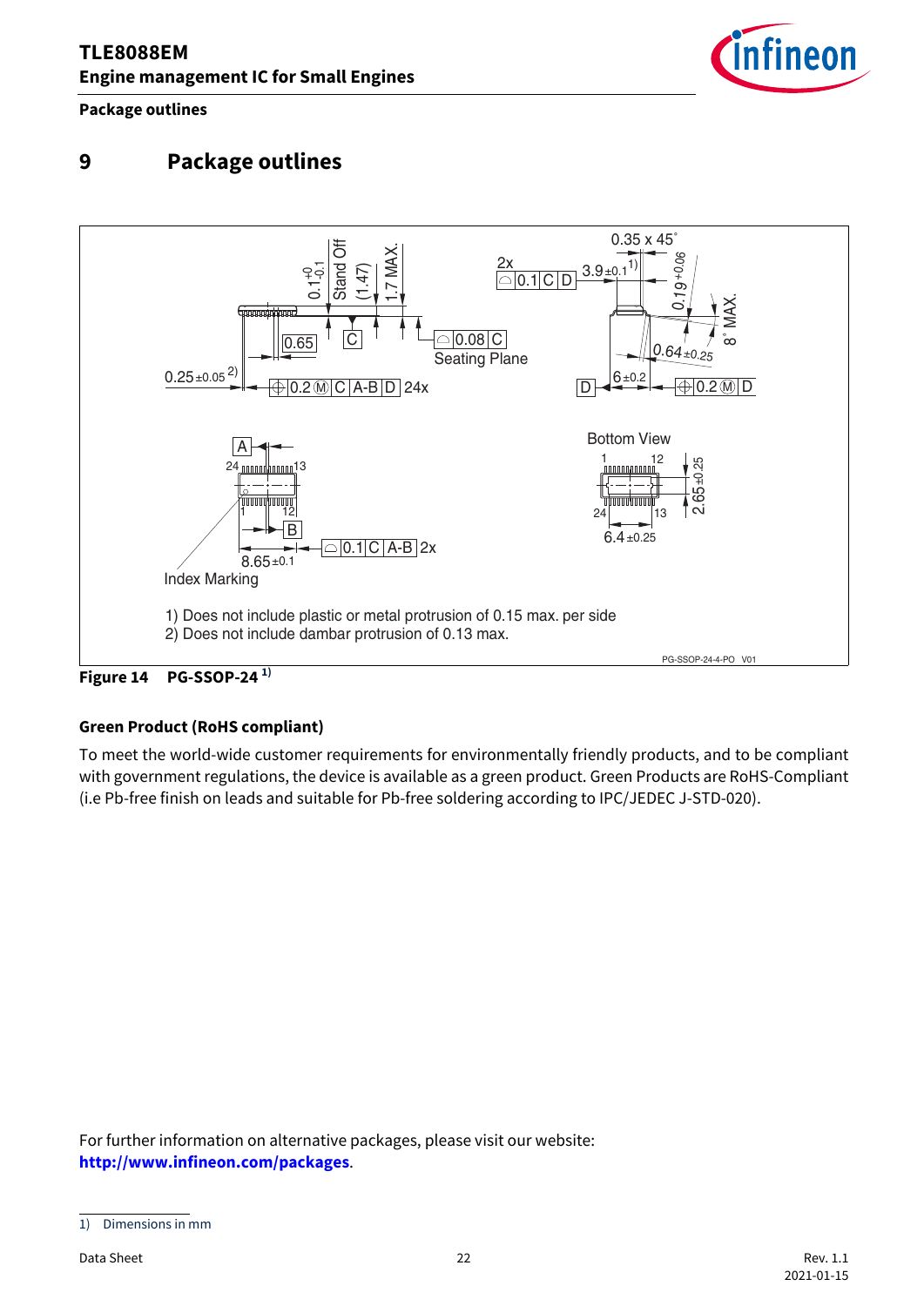## 9 Package outlines

1) Does not include plastic or metal protrusion of 0.15 max. per side

2) Does not include dambar protrusion of 0.13 max.

Figure 14 PG-SSOP-24 [1)]

**Green Product (RoHS compliant)**

To meet the world-wide customer requirements for environmentally friendly products, and to be compliant with government regulations, the device is available as a green product. Green Products are RoHS-Compliant (i.e Pb-free finish on leads and suitable for Pb-free soldering according to IPC/JEDEC J-STD-020).

For further information on alternative packages, please visit our website:
**http://www.infineon.com/packages**.

1) Dimensions in mm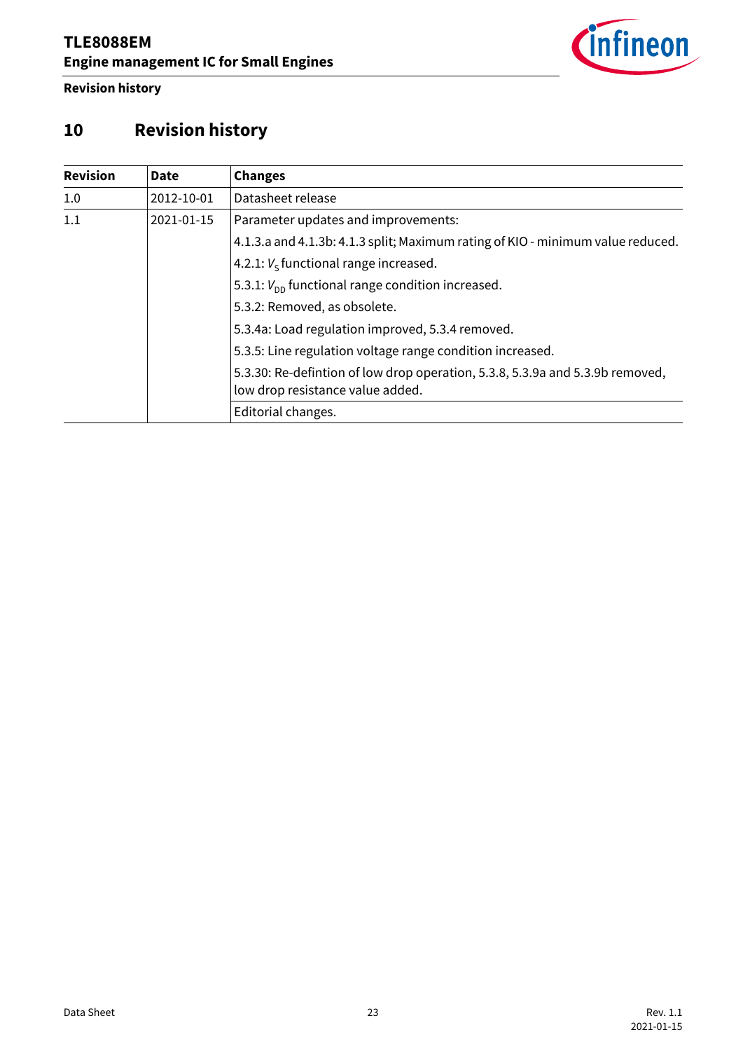# 10 Revision history

| Revision | Date | Changes |
|---|---|---|
| 1.0 | 2012-10-01 | Datasheet release |
| 1.1 | 2021-01-15 | Parameter updates and improvements: |
| | | 4.1.3.a and 4.1.3b: 4.1.3 split; Maximum rating of KIO - minimum value reduced. |
| | | 4.2.1: $V_S$ functional range increased. |
| | | 5.3.1: $V_{DD}$ functional range condition increased. |
| | | 5.3.2: Removed, as obsolete. |
| | | 5.3.4a: Load regulation improved, 5.3.4 removed. |
| | | 5.3.5: Line regulation voltage range condition increased. |
| | | 5.3.30: Re-defintion of low drop operation, 5.3.8, 5.3.9a and 5.3.9b removed, low drop resistance value added. |
| | | Editorial changes. |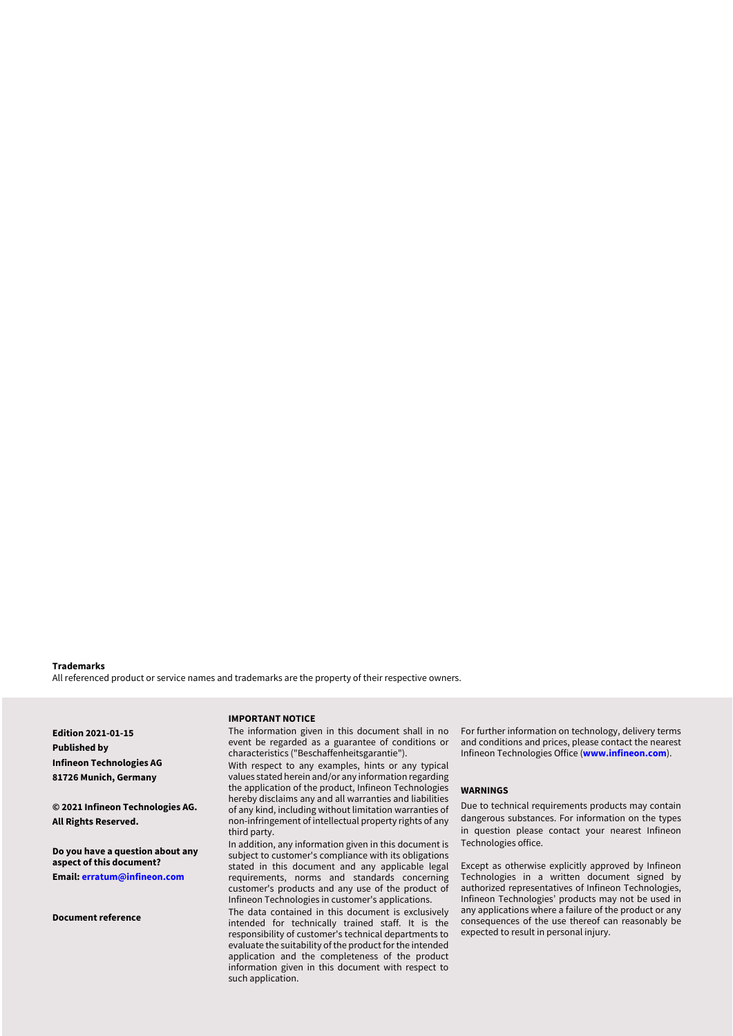**Trademarks**

All referenced product or service names and trademarks are the property of their respective owners.

**Edition 2021-01-15**

**Published by**

**Infineon Technologies AG**

**81726 Munich, Germany**

**© 2021 Infineon Technologies AG.**

**All Rights Reserved.**

**Do you have a question about any aspect of this document?**

**Email: erratum@infineon.com**

**Document reference**

**IMPORTANT NOTICE**

The information given in this document shall in no event be regarded as a guarantee of conditions or characteristics ("Beschaffenheitsgarantie").

With respect to any examples, hints or any typical values stated herein and/or any information regarding the application of the product, Infineon Technologies hereby disclaims any and all warranties and liabilities of any kind, including without limitation warranties of non-infringement of intellectual property rights of any third party.

In addition, any information given in this document is subject to customer's compliance with its obligations stated in this document and any applicable legal requirements, norms and standards concerning customer's products and any use of the product of Infineon Technologies in customer's applications.

The data contained in this document is exclusively intended for technically trained staff. It is the responsibility of customer's technical departments to evaluate the suitability of the product for the intended application and the completeness of the product information given in this document with respect to such application.

For further information on technology, delivery terms and conditions and prices, please contact the nearest Infineon Technologies Office (**www.infineon.com**).

**WARNINGS**

Due to technical requirements products may contain dangerous substances. For information on the types in question please contact your nearest Infineon Technologies office.

Except as otherwise explicitly approved by Infineon Technologies in a written document signed by authorized representatives of Infineon Technologies, Infineon Technologies' products may not be used in any applications where a failure of the product or any consequences of the use thereof can reasonably be expected to result in personal injury.